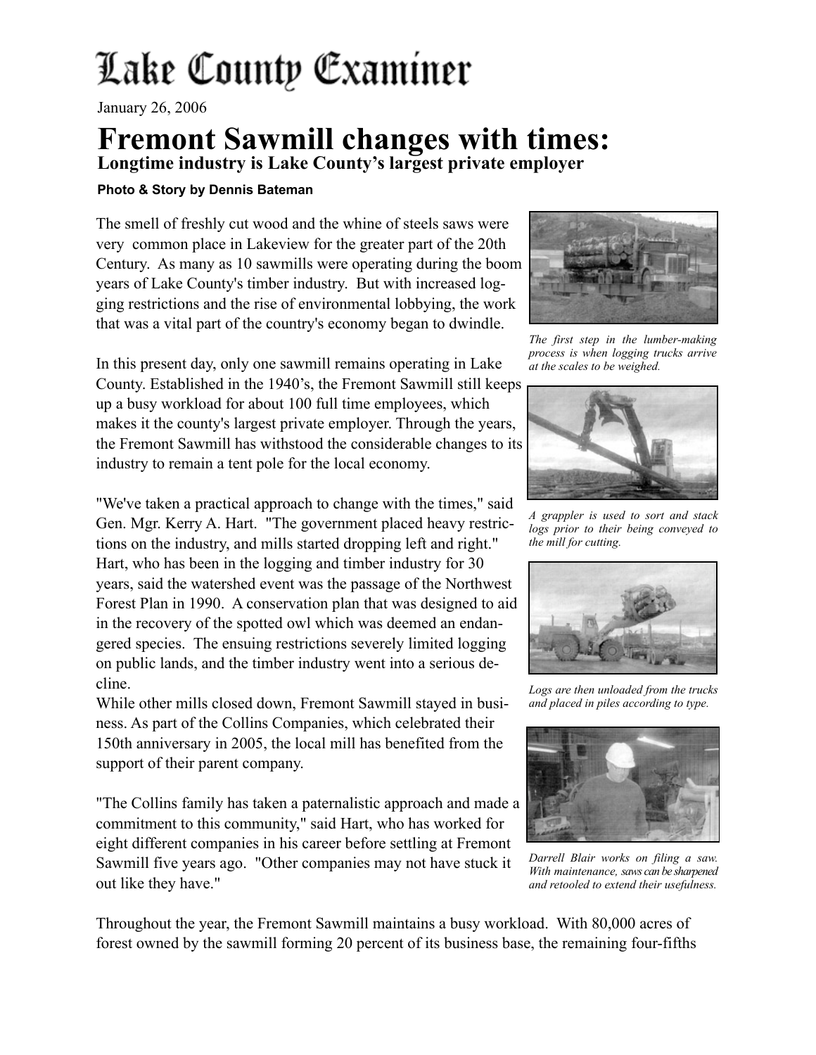# Lake County Examiner

January 26, 2006

# Fremont Sawmill changes with times:

## Longtime industry is Lake County's largest private employer

**Photo & Story by Dennis Bateman**

The smell of freshly cut wood and the whine of steels saws were very common place in Lakeview for the greater part of the 20th Century. As many as 10 sawmills were operating during the boom years of Lake County's timber industry. But with increased logging restrictions and the rise of environmental lobbying, the work that was a vital part of the country's economy began to dwindle.

In this present day, only one sawmill remains operating in Lake County. Established in the 1940's, the Fremont Sawmill still keeps up a busy workload for about 100 full time employees, which makes it the county's largest private employer. Through the years, the Fremont Sawmill has withstood the considerable changes to its industry to remain a tent pole for the local economy.

"We've taken a practical approach to change with the times," said Gen. Mgr. Kerry A. Hart. "The government placed heavy restrictions on the industry, and mills started dropping left and right." Hart, who has been in the logging and timber industry for 30 years, said the watershed event was the passage of the Northwest Forest Plan in 1990. A conservation plan that was designed to aid in the recovery of the spotted owl which was deemed an endangered species. The ensuing restrictions severely limited logging on public lands, and the timber industry went into a serious decline.

While other mills closed down, Fremont Sawmill stayed in business. As part of the Collins Companies, which celebrated their 150th anniversary in 2005, the local mill has benefited from the support of their parent company.

"The Collins family has taken a paternalistic approach and made a commitment to this community," said Hart, who has worked for eight different companies in his career before settling at Fremont Sawmill five years ago. "Other companies may not have stuck it out like they have."

*The first step in the lumber-making process is when logging trucks arrive at the scales to be weighed.*

*A grappler is used to sort and stack logs prior to their being conveyed to the mill for cutting.*

*Logs are then unloaded from the trucks and placed in piles according to type.*

*Darrell Blair works on filing a saw. With maintenance, saws can be sharpened and retooled to extend their usefulness.*

Throughout the year, the Fremont Sawmill maintains a busy workload. With 80,000 acres of forest owned by the sawmill forming 20 percent of its business base, the remaining four-fifths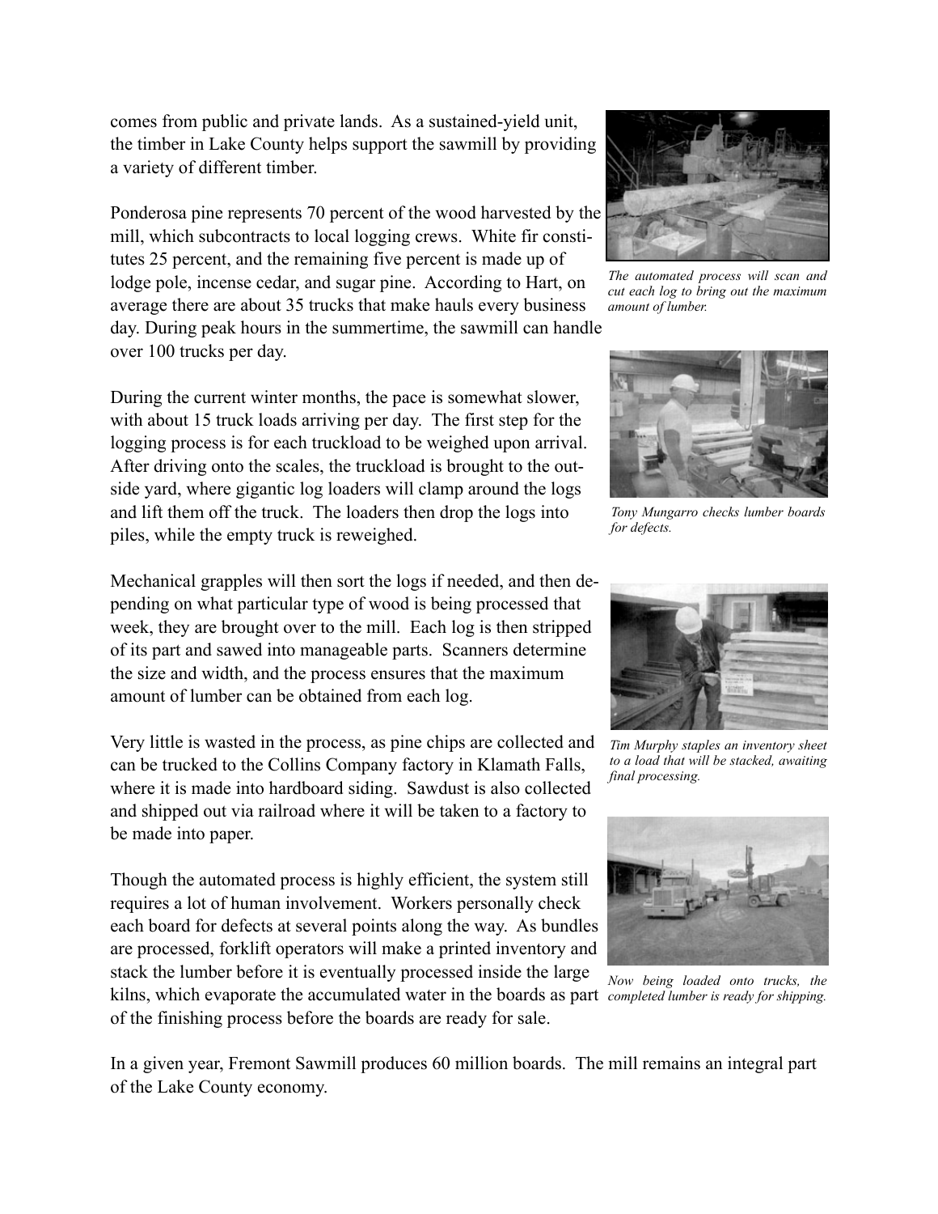comes from public and private lands. As a sustained-yield unit, the timber in Lake County helps support the sawmill by providing a variety of different timber.

Ponderosa pine represents 70 percent of the wood harvested by the mill, which subcontracts to local logging crews. White fir constitutes 25 percent, and the remaining five percent is made up of lodge pole, incense cedar, and sugar pine. According to Hart, on average there are about 35 trucks that make hauls every business day. During peak hours in the summertime, the sawmill can handle over 100 trucks per day.

During the current winter months, the pace is somewhat slower, with about 15 truck loads arriving per day. The first step for the logging process is for each truckload to be weighed upon arrival. After driving onto the scales, the truckload is brought to the outside yard, where gigantic log loaders will clamp around the logs and lift them off the truck. The loaders then drop the logs into piles, while the empty truck is reweighed.

Mechanical grapples will then sort the logs if needed, and then depending on what particular type of wood is being processed that week, they are brought over to the mill. Each log is then stripped of its part and sawed into manageable parts. Scanners determine the size and width, and the process ensures that the maximum amount of lumber can be obtained from each log.

Very little is wasted in the process, as pine chips are collected and can be trucked to the Collins Company factory in Klamath Falls, where it is made into hardboard siding. Sawdust is also collected and shipped out via railroad where it will be taken to a factory to be made into paper.

Though the automated process is highly efficient, the system still requires a lot of human involvement. Workers personally check each board for defects at several points along the way. As bundles are processed, forklift operators will make a printed inventory and stack the lumber before it is eventually processed inside the large kilns, which evaporate the accumulated water in the boards as part of the finishing process before the boards are ready for sale.

In a given year, Fremont Sawmill produces 60 million boards. The mill remains an integral part of the Lake County economy.

*The automated process will scan and cut each log to bring out the maximum amount of lumber.*

*Tony Mungarro checks lumber boards for defects.*

*Tim Murphy staples an inventory sheet to a load that will be stacked, awaiting final processing.*

*Now being loaded onto trucks, the completed lumber is ready for shipping.*